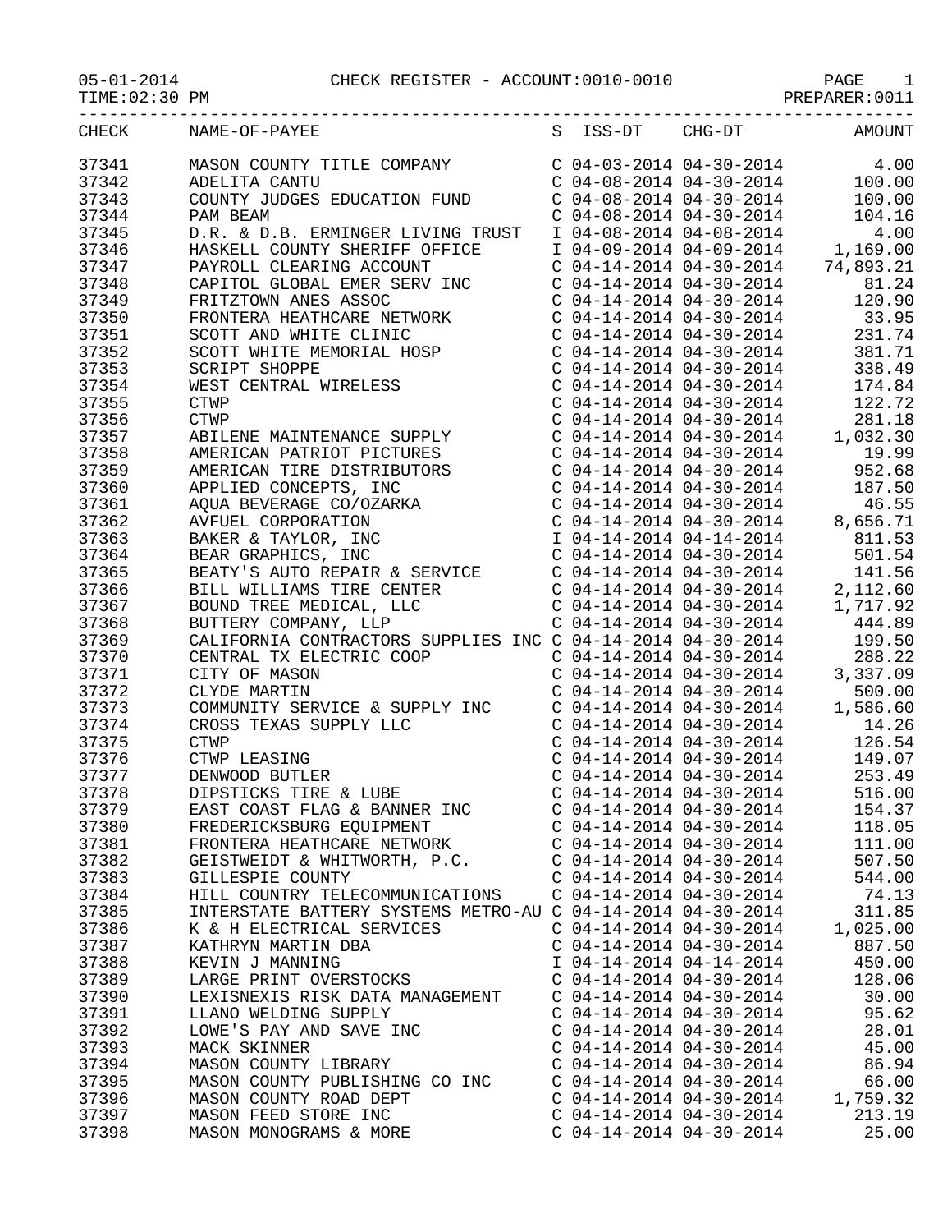05-01-2014 CHECK REGISTER - ACCOUNT:0010-0010 PAGE 1
TIME:02:30 PM PREPARER:0011

| CHECK | NAME-OF-PAYEE | S | ISS-DT | CHG-DT | AMOUNT |
|---|---|---|---|---|---|
| 37341 | MASON COUNTY TITLE COMPANY | C | 04-03-2014 | 04-30-2014 | 4.00 |
| 37342 | ADELITA CANTU | C | 04-08-2014 | 04-30-2014 | 100.00 |
| 37343 | COUNTY JUDGES EDUCATION FUND | C | 04-08-2014 | 04-30-2014 | 100.00 |
| 37344 | PAM BEAM | C | 04-08-2014 | 04-30-2014 | 104.16 |
| 37345 | D.R. & D.B. ERMINGER LIVING TRUST | I | 04-08-2014 | 04-08-2014 | 4.00 |
| 37346 | HASKELL COUNTY SHERIFF OFFICE | I | 04-09-2014 | 04-09-2014 | 1,169.00 |
| 37347 | PAYROLL CLEARING ACCOUNT | C | 04-14-2014 | 04-30-2014 | 74,893.21 |
| 37348 | CAPITOL GLOBAL EMER SERV INC | C | 04-14-2014 | 04-30-2014 | 81.24 |
| 37349 | FRITZTOWN ANES ASSOC | C | 04-14-2014 | 04-30-2014 | 120.90 |
| 37350 | FRONTERA HEATHCARE NETWORK | C | 04-14-2014 | 04-30-2014 | 33.95 |
| 37351 | SCOTT AND WHITE CLINIC | C | 04-14-2014 | 04-30-2014 | 231.74 |
| 37352 | SCOTT WHITE MEMORIAL HOSP | C | 04-14-2014 | 04-30-2014 | 381.71 |
| 37353 | SCRIPT SHOPPE | C | 04-14-2014 | 04-30-2014 | 338.49 |
| 37354 | WEST CENTRAL WIRELESS | C | 04-14-2014 | 04-30-2014 | 174.84 |
| 37355 | CTWP | C | 04-14-2014 | 04-30-2014 | 122.72 |
| 37356 | CTWP | C | 04-14-2014 | 04-30-2014 | 281.18 |
| 37357 | ABILENE MAINTENANCE SUPPLY | C | 04-14-2014 | 04-30-2014 | 1,032.30 |
| 37358 | AMERICAN PATRIOT PICTURES | C | 04-14-2014 | 04-30-2014 | 19.99 |
| 37359 | AMERICAN TIRE DISTRIBUTORS | C | 04-14-2014 | 04-30-2014 | 952.68 |
| 37360 | APPLIED CONCEPTS, INC | C | 04-14-2014 | 04-30-2014 | 187.50 |
| 37361 | AQUA BEVERAGE CO/OZARKA | C | 04-14-2014 | 04-30-2014 | 46.55 |
| 37362 | AVFUEL CORPORATION | C | 04-14-2014 | 04-30-2014 | 8,656.71 |
| 37363 | BAKER & TAYLOR, INC | I | 04-14-2014 | 04-14-2014 | 811.53 |
| 37364 | BEAR GRAPHICS, INC | C | 04-14-2014 | 04-30-2014 | 501.54 |
| 37365 | BEATY'S AUTO REPAIR & SERVICE | C | 04-14-2014 | 04-30-2014 | 141.56 |
| 37366 | BILL WILLIAMS TIRE CENTER | C | 04-14-2014 | 04-30-2014 | 2,112.60 |
| 37367 | BOUND TREE MEDICAL, LLC | C | 04-14-2014 | 04-30-2014 | 1,717.92 |
| 37368 | BUTTERY COMPANY, LLP | C | 04-14-2014 | 04-30-2014 | 444.89 |
| 37369 | CALIFORNIA CONTRACTORS SUPPLIES INC | C | 04-14-2014 | 04-30-2014 | 199.50 |
| 37370 | CENTRAL TX ELECTRIC COOP | C | 04-14-2014 | 04-30-2014 | 288.22 |
| 37371 | CITY OF MASON | C | 04-14-2014 | 04-30-2014 | 3,337.09 |
| 37372 | CLYDE MARTIN | C | 04-14-2014 | 04-30-2014 | 500.00 |
| 37373 | COMMUNITY SERVICE & SUPPLY INC | C | 04-14-2014 | 04-30-2014 | 1,586.60 |
| 37374 | CROSS TEXAS SUPPLY LLC | C | 04-14-2014 | 04-30-2014 | 14.26 |
| 37375 | CTWP | C | 04-14-2014 | 04-30-2014 | 126.54 |
| 37376 | CTWP LEASING | C | 04-14-2014 | 04-30-2014 | 149.07 |
| 37377 | DENWOOD BUTLER | C | 04-14-2014 | 04-30-2014 | 253.49 |
| 37378 | DIPSTICKS TIRE & LUBE | C | 04-14-2014 | 04-30-2014 | 516.00 |
| 37379 | EAST COAST FLAG & BANNER INC | C | 04-14-2014 | 04-30-2014 | 154.37 |
| 37380 | FREDERICKSBURG EQUIPMENT | C | 04-14-2014 | 04-30-2014 | 118.05 |
| 37381 | FRONTERA HEATHCARE NETWORK | C | 04-14-2014 | 04-30-2014 | 111.00 |
| 37382 | GEISTWEIDT & WHITWORTH, P.C. | C | 04-14-2014 | 04-30-2014 | 507.50 |
| 37383 | GILLESPIE COUNTY | C | 04-14-2014 | 04-30-2014 | 544.00 |
| 37384 | HILL COUNTRY TELECOMMUNICATIONS | C | 04-14-2014 | 04-30-2014 | 74.13 |
| 37385 | INTERSTATE BATTERY SYSTEMS METRO-AU | C | 04-14-2014 | 04-30-2014 | 311.85 |
| 37386 | K & H ELECTRICAL SERVICES | C | 04-14-2014 | 04-30-2014 | 1,025.00 |
| 37387 | KATHRYN MARTIN DBA | C | 04-14-2014 | 04-30-2014 | 887.50 |
| 37388 | KEVIN J MANNING | I | 04-14-2014 | 04-14-2014 | 450.00 |
| 37389 | LARGE PRINT OVERSTOCKS | C | 04-14-2014 | 04-30-2014 | 128.06 |
| 37390 | LEXISNEXIS RISK DATA MANAGEMENT | C | 04-14-2014 | 04-30-2014 | 30.00 |
| 37391 | LLANO WELDING SUPPLY | C | 04-14-2014 | 04-30-2014 | 95.62 |
| 37392 | LOWE'S PAY AND SAVE INC | C | 04-14-2014 | 04-30-2014 | 28.01 |
| 37393 | MACK SKINNER | C | 04-14-2014 | 04-30-2014 | 45.00 |
| 37394 | MASON COUNTY LIBRARY | C | 04-14-2014 | 04-30-2014 | 86.94 |
| 37395 | MASON COUNTY PUBLISHING CO INC | C | 04-14-2014 | 04-30-2014 | 66.00 |
| 37396 | MASON COUNTY ROAD DEPT | C | 04-14-2014 | 04-30-2014 | 1,759.32 |
| 37397 | MASON FEED STORE INC | C | 04-14-2014 | 04-30-2014 | 213.19 |
| 37398 | MASON MONOGRAMS & MORE | C | 04-14-2014 | 04-30-2014 | 25.00 |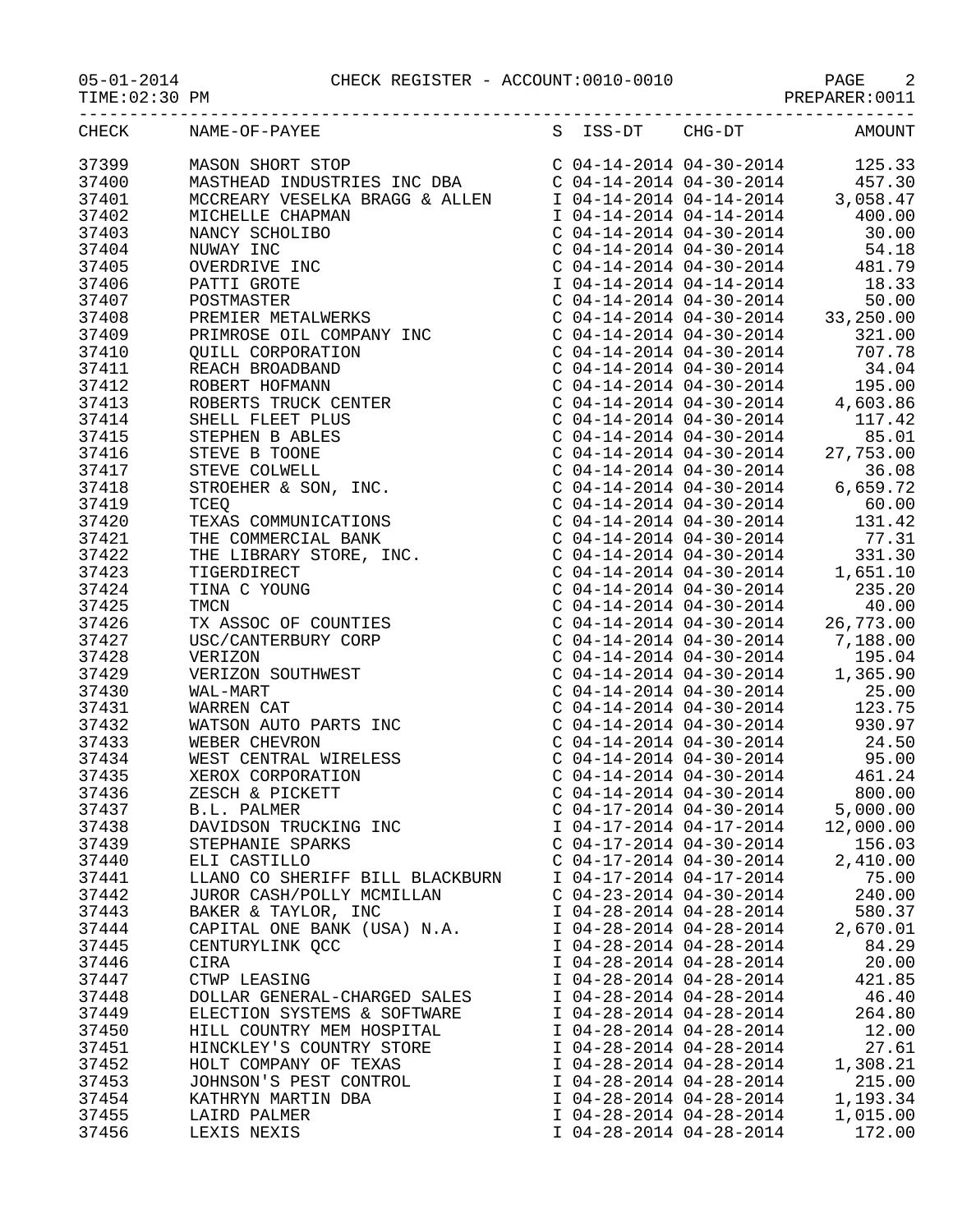05-01-2014 CHECK REGISTER - ACCOUNT:0010-0010

TIME:02:30 PM PREPARER:0011

| CHECK | NAME-OF-PAYEE | S | ISS-DT | CHG-DT | AMOUNT |
|---|---|---|---|---|---|
| 37399 | MASON SHORT STOP | C | 04-14-2014 | 04-30-2014 | 125.33 |
| 37400 | MASTHEAD INDUSTRIES INC DBA | C | 04-14-2014 | 04-30-2014 | 457.30 |
| 37401 | MCCREARY VESELKA BRAGG & ALLEN | I | 04-14-2014 | 04-14-2014 | 3,058.47 |
| 37402 | MICHELLE CHAPMAN | I | 04-14-2014 | 04-14-2014 | 400.00 |
| 37403 | NANCY SCHOLIBO | C | 04-14-2014 | 04-30-2014 | 30.00 |
| 37404 | NUWAY INC | C | 04-14-2014 | 04-30-2014 | 54.18 |
| 37405 | OVERDRIVE INC | C | 04-14-2014 | 04-30-2014 | 481.79 |
| 37406 | PATTI GROTE | I | 04-14-2014 | 04-14-2014 | 18.33 |
| 37407 | POSTMASTER | C | 04-14-2014 | 04-30-2014 | 50.00 |
| 37408 | PREMIER METALWERKS | C | 04-14-2014 | 04-30-2014 | 33,250.00 |
| 37409 | PRIMROSE OIL COMPANY INC | C | 04-14-2014 | 04-30-2014 | 321.00 |
| 37410 | QUILL CORPORATION | C | 04-14-2014 | 04-30-2014 | 707.78 |
| 37411 | REACH BROADBAND | C | 04-14-2014 | 04-30-2014 | 34.04 |
| 37412 | ROBERT HOFMANN | C | 04-14-2014 | 04-30-2014 | 195.00 |
| 37413 | ROBERTS TRUCK CENTER | C | 04-14-2014 | 04-30-2014 | 4,603.86 |
| 37414 | SHELL FLEET PLUS | C | 04-14-2014 | 04-30-2014 | 117.42 |
| 37415 | STEPHEN B ABLES | C | 04-14-2014 | 04-30-2014 | 85.01 |
| 37416 | STEVE B TOONE | C | 04-14-2014 | 04-30-2014 | 27,753.00 |
| 37417 | STEVE COLWELL | C | 04-14-2014 | 04-30-2014 | 36.08 |
| 37418 | STROEHER & SON, INC. | C | 04-14-2014 | 04-30-2014 | 6,659.72 |
| 37419 | TCEQ | C | 04-14-2014 | 04-30-2014 | 60.00 |
| 37420 | TEXAS COMMUNICATIONS | C | 04-14-2014 | 04-30-2014 | 131.42 |
| 37421 | THE COMMERCIAL BANK | C | 04-14-2014 | 04-30-2014 | 77.31 |
| 37422 | THE LIBRARY STORE, INC. | C | 04-14-2014 | 04-30-2014 | 331.30 |
| 37423 | TIGERDIRECT | C | 04-14-2014 | 04-30-2014 | 1,651.10 |
| 37424 | TINA C YOUNG | C | 04-14-2014 | 04-30-2014 | 235.20 |
| 37425 | TMCN | C | 04-14-2014 | 04-30-2014 | 40.00 |
| 37426 | TX ASSOC OF COUNTIES | C | 04-14-2014 | 04-30-2014 | 26,773.00 |
| 37427 | USC/CANTERBURY CORP | C | 04-14-2014 | 04-30-2014 | 7,188.00 |
| 37428 | VERIZON | C | 04-14-2014 | 04-30-2014 | 195.04 |
| 37429 | VERIZON SOUTHWEST | C | 04-14-2014 | 04-30-2014 | 1,365.90 |
| 37430 | WAL-MART | C | 04-14-2014 | 04-30-2014 | 25.00 |
| 37431 | WARREN CAT | C | 04-14-2014 | 04-30-2014 | 123.75 |
| 37432 | WATSON AUTO PARTS INC | C | 04-14-2014 | 04-30-2014 | 930.97 |
| 37433 | WEBER CHEVRON | C | 04-14-2014 | 04-30-2014 | 24.50 |
| 37434 | WEST CENTRAL WIRELESS | C | 04-14-2014 | 04-30-2014 | 95.00 |
| 37435 | XEROX CORPORATION | C | 04-14-2014 | 04-30-2014 | 461.24 |
| 37436 | ZESCH & PICKETT | C | 04-14-2014 | 04-30-2014 | 800.00 |
| 37437 | B.L. PALMER | C | 04-17-2014 | 04-30-2014 | 5,000.00 |
| 37438 | DAVIDSON TRUCKING INC | I | 04-17-2014 | 04-17-2014 | 12,000.00 |
| 37439 | STEPHANIE SPARKS | C | 04-17-2014 | 04-30-2014 | 156.03 |
| 37440 | ELI CASTILLO | C | 04-17-2014 | 04-30-2014 | 2,410.00 |
| 37441 | LLANO CO SHERIFF BILL BLACKBURN | I | 04-17-2014 | 04-17-2014 | 75.00 |
| 37442 | JUROR CASH/POLLY MCMILLAN | C | 04-23-2014 | 04-30-2014 | 240.00 |
| 37443 | BAKER & TAYLOR, INC | I | 04-28-2014 | 04-28-2014 | 580.37 |
| 37444 | CAPITAL ONE BANK (USA) N.A. | I | 04-28-2014 | 04-28-2014 | 2,670.01 |
| 37445 | CENTURYLINK QCC | I | 04-28-2014 | 04-28-2014 | 84.29 |
| 37446 | CIRA | I | 04-28-2014 | 04-28-2014 | 20.00 |
| 37447 | CTWP LEASING | I | 04-28-2014 | 04-28-2014 | 421.85 |
| 37448 | DOLLAR GENERAL-CHARGED SALES | I | 04-28-2014 | 04-28-2014 | 46.40 |
| 37449 | ELECTION SYSTEMS & SOFTWARE | I | 04-28-2014 | 04-28-2014 | 264.80 |
| 37450 | HILL COUNTRY MEM HOSPITAL | I | 04-28-2014 | 04-28-2014 | 12.00 |
| 37451 | HINCKLEY'S COUNTRY STORE | I | 04-28-2014 | 04-28-2014 | 27.61 |
| 37452 | HOLT COMPANY OF TEXAS | I | 04-28-2014 | 04-28-2014 | 1,308.21 |
| 37453 | JOHNSON'S PEST CONTROL | I | 04-28-2014 | 04-28-2014 | 215.00 |
| 37454 | KATHRYN MARTIN DBA | I | 04-28-2014 | 04-28-2014 | 1,193.34 |
| 37455 | LAIRD PALMER | I | 04-28-2014 | 04-28-2014 | 1,015.00 |
| 37456 | LEXIS NEXIS | I | 04-28-2014 | 04-28-2014 | 172.00 |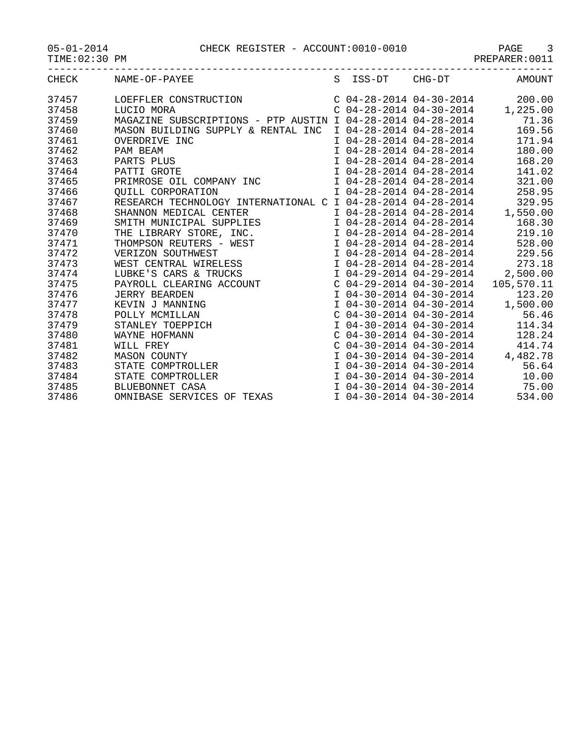| CHECK | NAME-OF-PAYEE | S | ISS-DT | CHG-DT | AMOUNT |
|---|---|---|---|---|---|
| 37457 | LOEFFLER CONSTRUCTION | C | 04-28-2014 | 04-30-2014 | 200.00 |
| 37458 | LUCIO MORA | C | 04-28-2014 | 04-30-2014 | 1,225.00 |
| 37459 | MAGAZINE SUBSCRIPTIONS - PTP AUSTIN | I | 04-28-2014 | 04-28-2014 | 71.36 |
| 37460 | MASON BUILDING SUPPLY & RENTAL INC | I | 04-28-2014 | 04-28-2014 | 169.56 |
| 37461 | OVERDRIVE INC | I | 04-28-2014 | 04-28-2014 | 171.94 |
| 37462 | PAM BEAM | I | 04-28-2014 | 04-28-2014 | 180.00 |
| 37463 | PARTS PLUS | I | 04-28-2014 | 04-28-2014 | 168.20 |
| 37464 | PATTI GROTE | I | 04-28-2014 | 04-28-2014 | 141.02 |
| 37465 | PRIMROSE OIL COMPANY INC | I | 04-28-2014 | 04-28-2014 | 321.00 |
| 37466 | QUILL CORPORATION | I | 04-28-2014 | 04-28-2014 | 258.95 |
| 37467 | RESEARCH TECHNOLOGY INTERNATIONAL C | I | 04-28-2014 | 04-28-2014 | 329.95 |
| 37468 | SHANNON MEDICAL CENTER | I | 04-28-2014 | 04-28-2014 | 1,550.00 |
| 37469 | SMITH MUNICIPAL SUPPLIES | I | 04-28-2014 | 04-28-2014 | 168.30 |
| 37470 | THE LIBRARY STORE, INC. | I | 04-28-2014 | 04-28-2014 | 219.10 |
| 37471 | THOMPSON REUTERS - WEST | I | 04-28-2014 | 04-28-2014 | 528.00 |
| 37472 | VERIZON SOUTHWEST | I | 04-28-2014 | 04-28-2014 | 229.56 |
| 37473 | WEST CENTRAL WIRELESS | I | 04-28-2014 | 04-28-2014 | 273.18 |
| 37474 | LUBKE'S CARS & TRUCKS | I | 04-29-2014 | 04-29-2014 | 2,500.00 |
| 37475 | PAYROLL CLEARING ACCOUNT | C | 04-29-2014 | 04-30-2014 | 105,570.11 |
| 37476 | JERRY BEARDEN | I | 04-30-2014 | 04-30-2014 | 123.20 |
| 37477 | KEVIN J MANNING | I | 04-30-2014 | 04-30-2014 | 1,500.00 |
| 37478 | POLLY MCMILLAN | C | 04-30-2014 | 04-30-2014 | 56.46 |
| 37479 | STANLEY TOEPPICH | I | 04-30-2014 | 04-30-2014 | 114.34 |
| 37480 | WAYNE HOFMANN | C | 04-30-2014 | 04-30-2014 | 128.24 |
| 37481 | WILL FREY | C | 04-30-2014 | 04-30-2014 | 414.74 |
| 37482 | MASON COUNTY | I | 04-30-2014 | 04-30-2014 | 4,482.78 |
| 37483 | STATE COMPTROLLER | I | 04-30-2014 | 04-30-2014 | 56.64 |
| 37484 | STATE COMPTROLLER | I | 04-30-2014 | 04-30-2014 | 10.00 |
| 37485 | BLUEBONNET CASA | I | 04-30-2014 | 04-30-2014 | 75.00 |
| 37486 | OMNIBASE SERVICES OF TEXAS | I | 04-30-2014 | 04-30-2014 | 534.00 |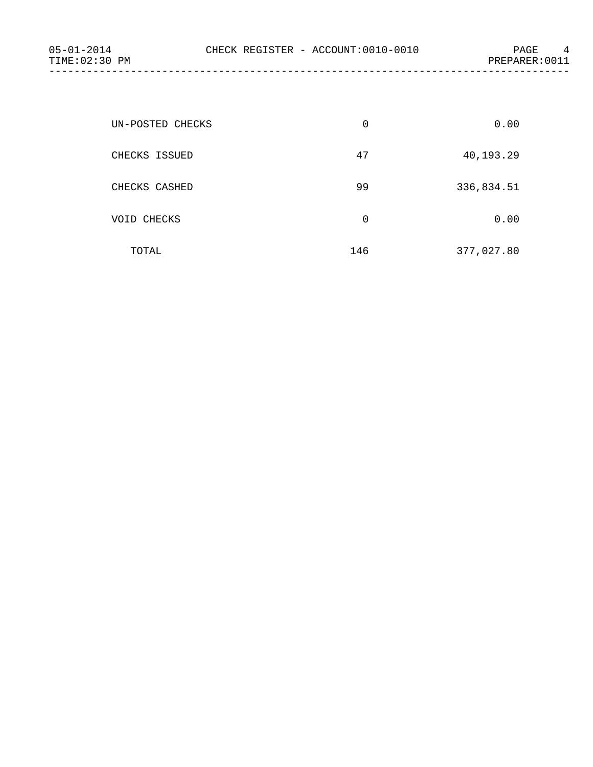| | | |
|---|---|---|
| UN-POSTED CHECKS | 0 | 0.00 |
| CHECKS ISSUED | 47 | 40,193.29 |
| CHECKS CASHED | 99 | 336,834.51 |
| VOID CHECKS | 0 | 0.00 |
| TOTAL | 146 | 377,027.80 |